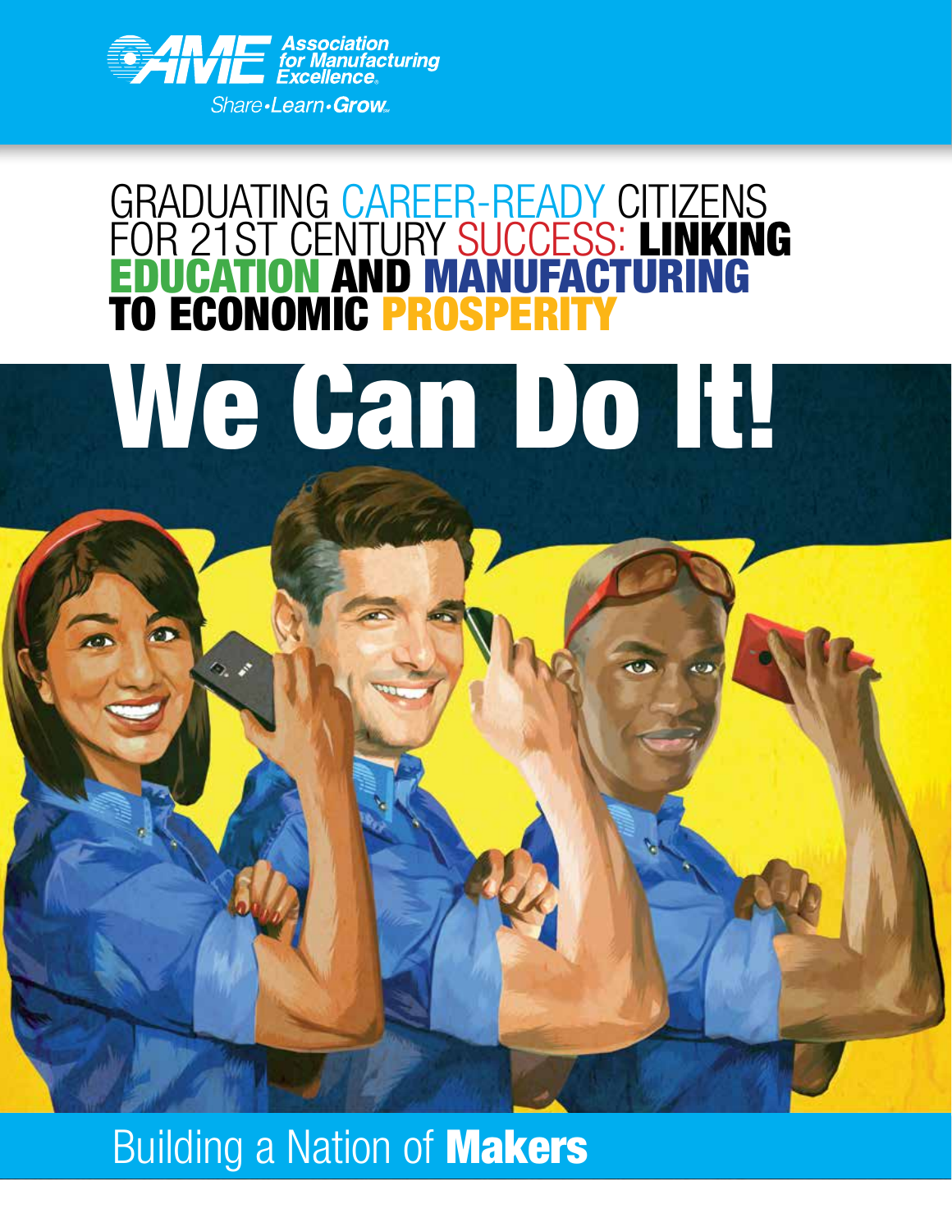Association for Manufacturing Excellence

Share•Learn•Grow

# GRADUATING CAREER-READY CITIZENS FOR 21ST CENTURY SUCCESS: LINKING EDUCATION AND MANUFACTURING TO ECONOMIC PROSPERITY

# We Can Do It!

Building a Nation of **Makers**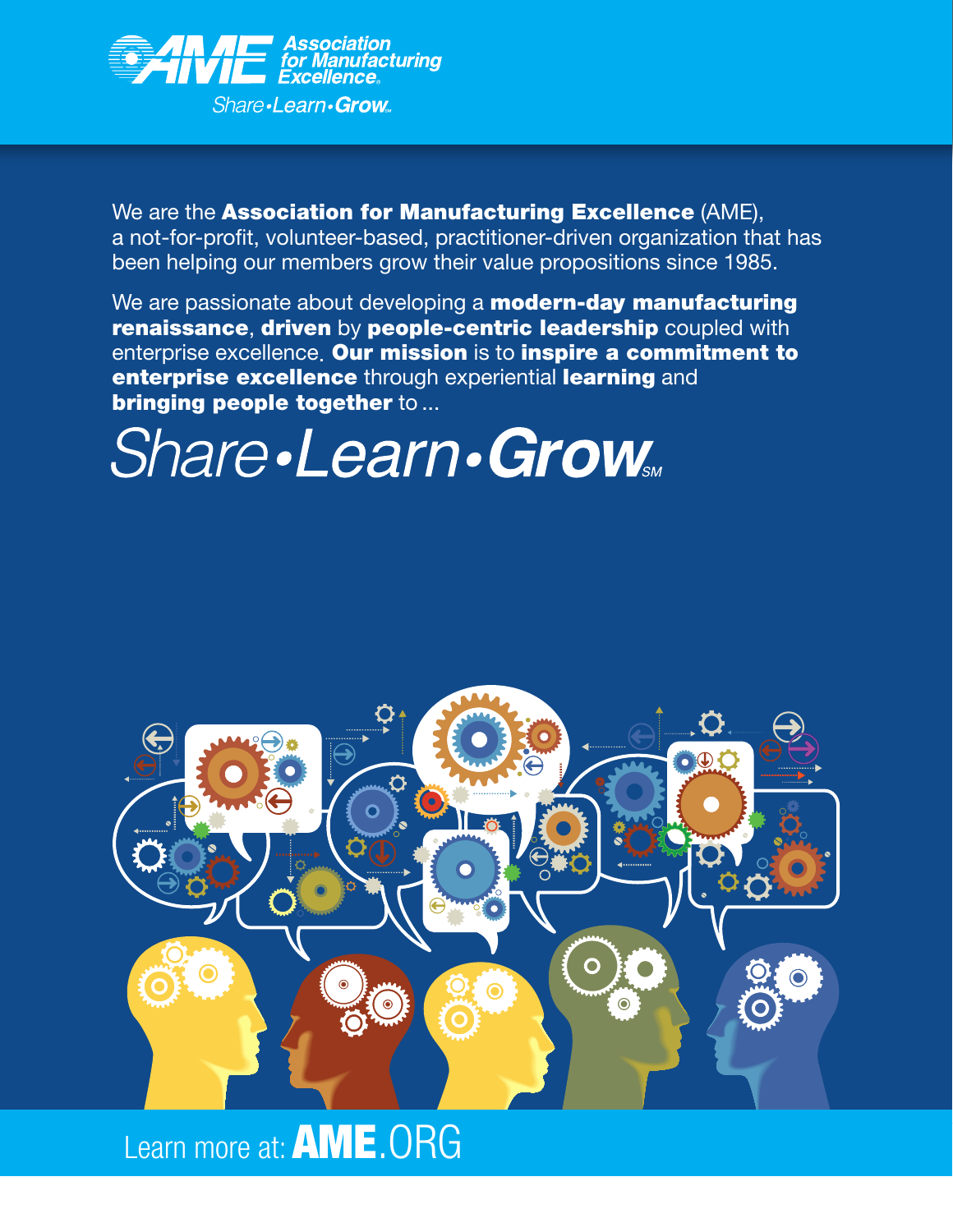**AME** Association for Manufacturing Excellence®

Share•Learn•Grow℠

We are the **Association for Manufacturing Excellence** (AME), a not-for-profit, volunteer-based, practitioner-driven organization that has been helping our members grow their value propositions since 1985.

We are passionate about developing a **modern-day manufacturing renaissance**, **driven** by **people-centric leadership** coupled with enterprise excellence. **Our mission** is to **inspire a commitment to enterprise excellence** through experiential **learning** and **bringing people together** to ...

# Share•Learn•Grow℠

Learn more at: **AME**.ORG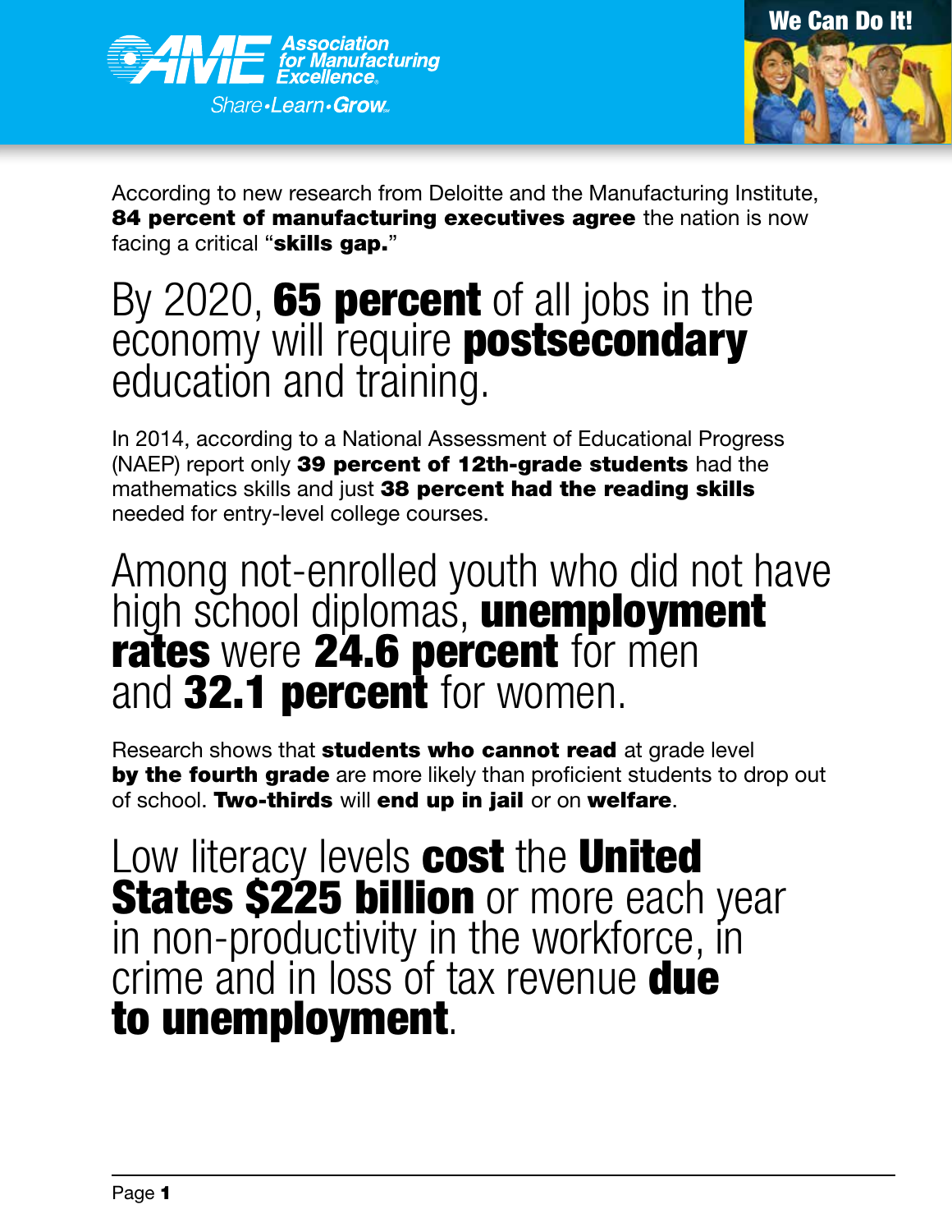According to new research from Deloitte and the Manufacturing Institute, **84 percent of manufacturing executives agree** the nation is now facing a critical "**skills gap.**"

## By 2020, **65 percent** of all jobs in the economy will require **postsecondary** education and training.

In 2014, according to a National Assessment of Educational Progress (NAEP) report only **39 percent of 12th-grade students** had the mathematics skills and just **38 percent had the reading skills** needed for entry-level college courses.

## Among not-enrolled youth who did not have high school diplomas, **unemployment rates** were **24.6 percent** for men and **32.1 percent** for women.

Research shows that **students who cannot read** at grade level **by the fourth grade** are more likely than proficient students to drop out of school. **Two-thirds** will **end up in jail** or on **welfare**.

## Low literacy levels **cost** the **United States $225 billion** or more each year in non-productivity in the workforce, in crime and in loss of tax revenue **due to unemployment**.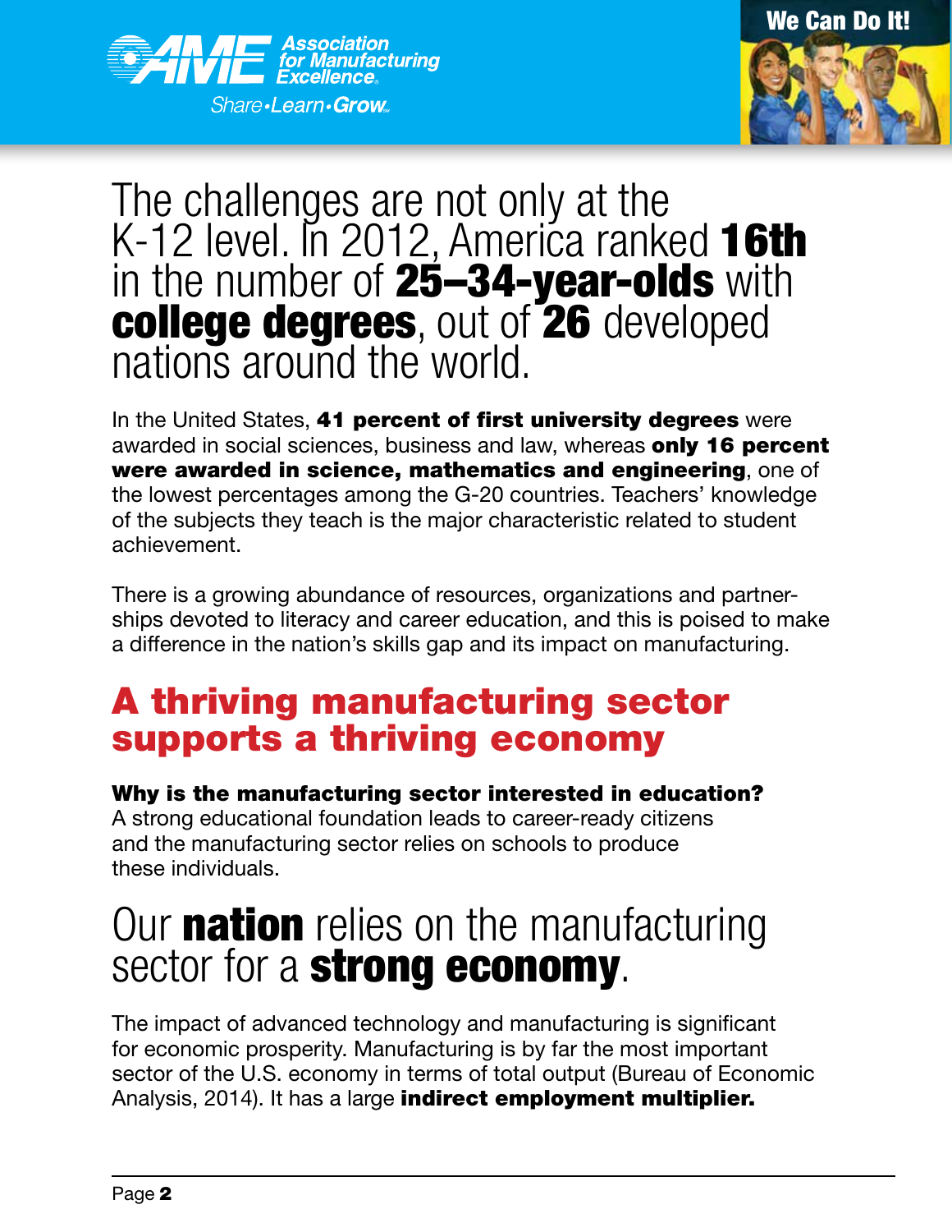The challenges are not only at the K-12 level. In 2012, America ranked **16th** in the number of **25–34-year-olds** with **college degrees**, out of **26** developed nations around the world.

In the United States, **41 percent of first university degrees** were awarded in social sciences, business and law, whereas **only 16 percent were awarded in science, mathematics and engineering**, one of the lowest percentages among the G-20 countries. Teachers' knowledge of the subjects they teach is the major characteristic related to student achievement.

There is a growing abundance of resources, organizations and partnerships devoted to literacy and career education, and this is poised to make a difference in the nation's skills gap and its impact on manufacturing.

## A thriving manufacturing sector supports a thriving economy

**Why is the manufacturing sector interested in education?**
A strong educational foundation leads to career-ready citizens and the manufacturing sector relies on schools to produce these individuals.

Our **nation** relies on the manufacturing sector for a **strong economy**.

The impact of advanced technology and manufacturing is significant for economic prosperity. Manufacturing is by far the most important sector of the U.S. economy in terms of total output (Bureau of Economic Analysis, 2014). It has a large **indirect employment multiplier.**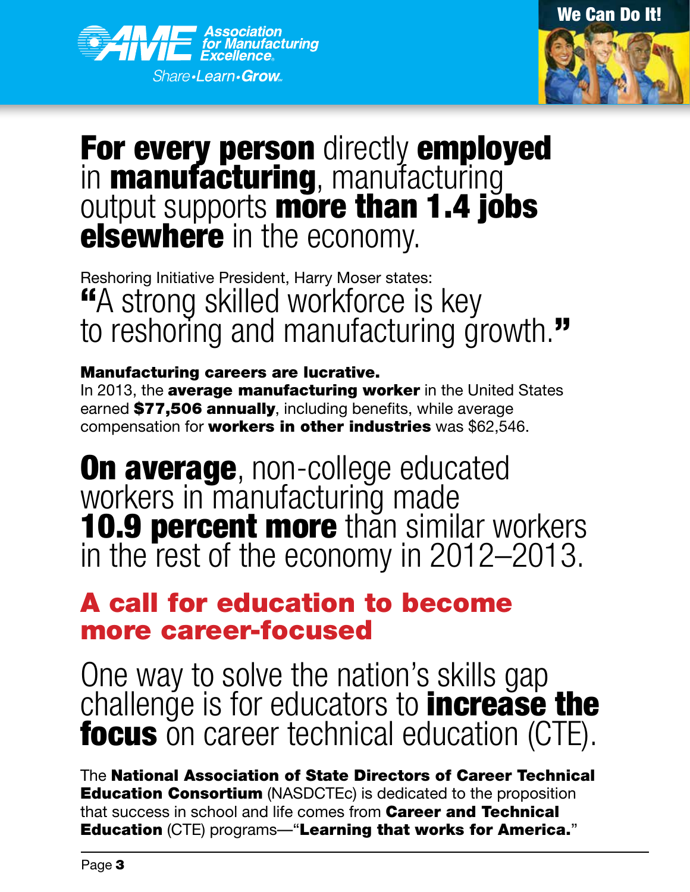**For every person** directly **employed** in **manufacturing**, manufacturing output supports **more than 1.4 jobs elsewhere** in the economy.

Reshoring Initiative President, Harry Moser states:
"A strong skilled workforce is key to reshoring and manufacturing growth."

**Manufacturing careers are lucrative.**
In 2013, the **average manufacturing worker** in the United States earned **$77,506 annually**, including benefits, while average compensation for **workers in other industries** was $62,546.

**On average**, non-college educated workers in manufacturing made **10.9 percent more** than similar workers in the rest of the economy in 2012–2013.

## A call for education to become more career-focused

One way to solve the nation's skills gap challenge is for educators to **increase the focus** on career technical education (CTE).

The **National Association of State Directors of Career Technical Education Consortium** (NASDCTEc) is dedicated to the proposition that success in school and life comes from **Career and Technical Education** (CTE) programs—"**Learning that works for America.**"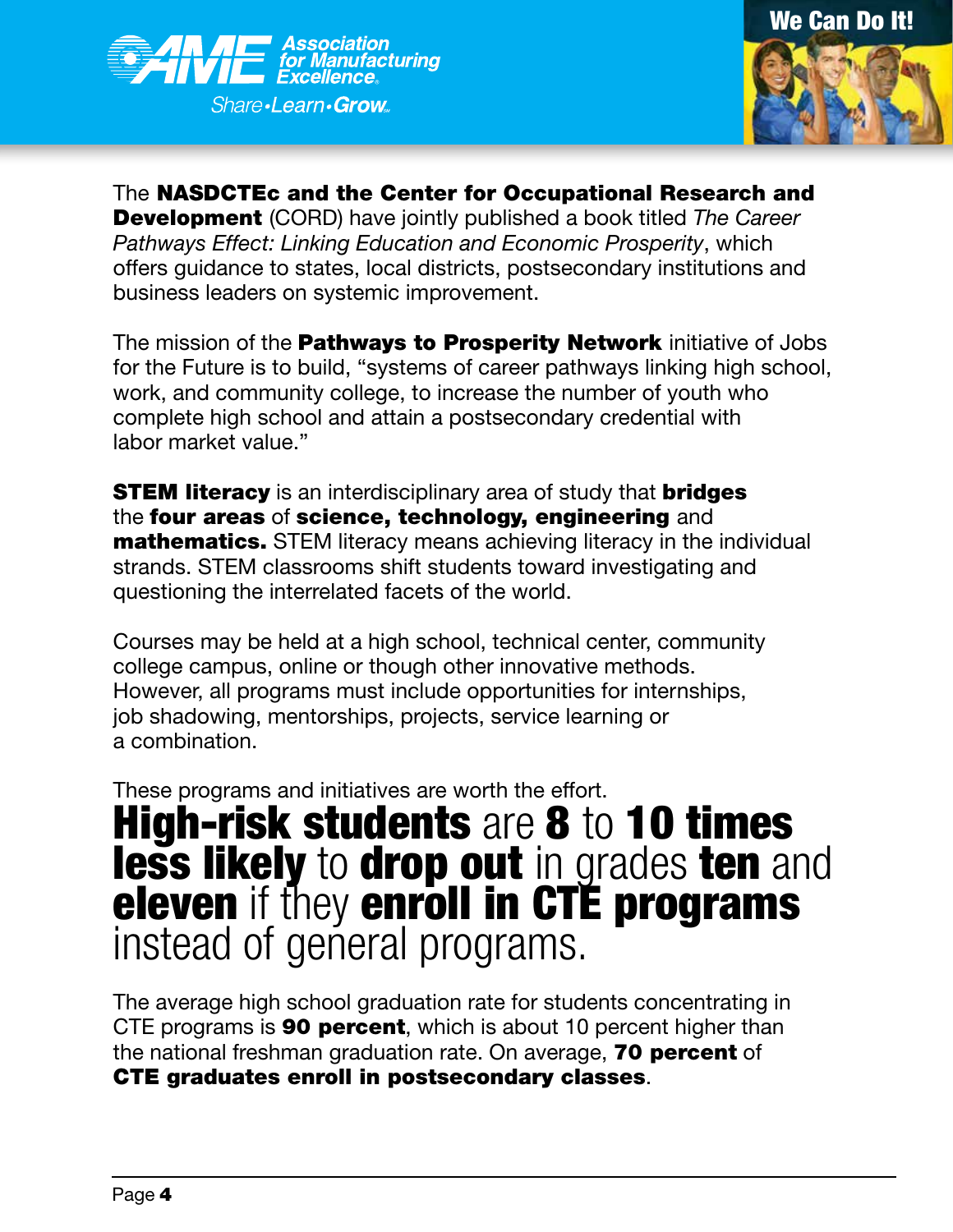The **NASDCTEc and the Center for Occupational Research and Development** (CORD) have jointly published a book titled *The Career Pathways Effect: Linking Education and Economic Prosperity*, which offers guidance to states, local districts, postsecondary institutions and business leaders on systemic improvement.

The mission of the **Pathways to Prosperity Network** initiative of Jobs for the Future is to build, "systems of career pathways linking high school, work, and community college, to increase the number of youth who complete high school and attain a postsecondary credential with labor market value."

**STEM literacy** is an interdisciplinary area of study that **bridges** the **four areas** of **science, technology, engineering** and **mathematics.** STEM literacy means achieving literacy in the individual strands. STEM classrooms shift students toward investigating and questioning the interrelated facets of the world.

Courses may be held at a high school, technical center, community college campus, online or though other innovative methods. However, all programs must include opportunities for internships, job shadowing, mentorships, projects, service learning or a combination.

These programs and initiatives are worth the effort.

## **High-risk students** are **8** to **10 times less likely** to **drop out** in grades **ten** and **eleven** if they **enroll in CTE programs** instead of general programs.

The average high school graduation rate for students concentrating in CTE programs is **90 percent**, which is about 10 percent higher than the national freshman graduation rate. On average, **70 percent** of **CTE graduates enroll in postsecondary classes**.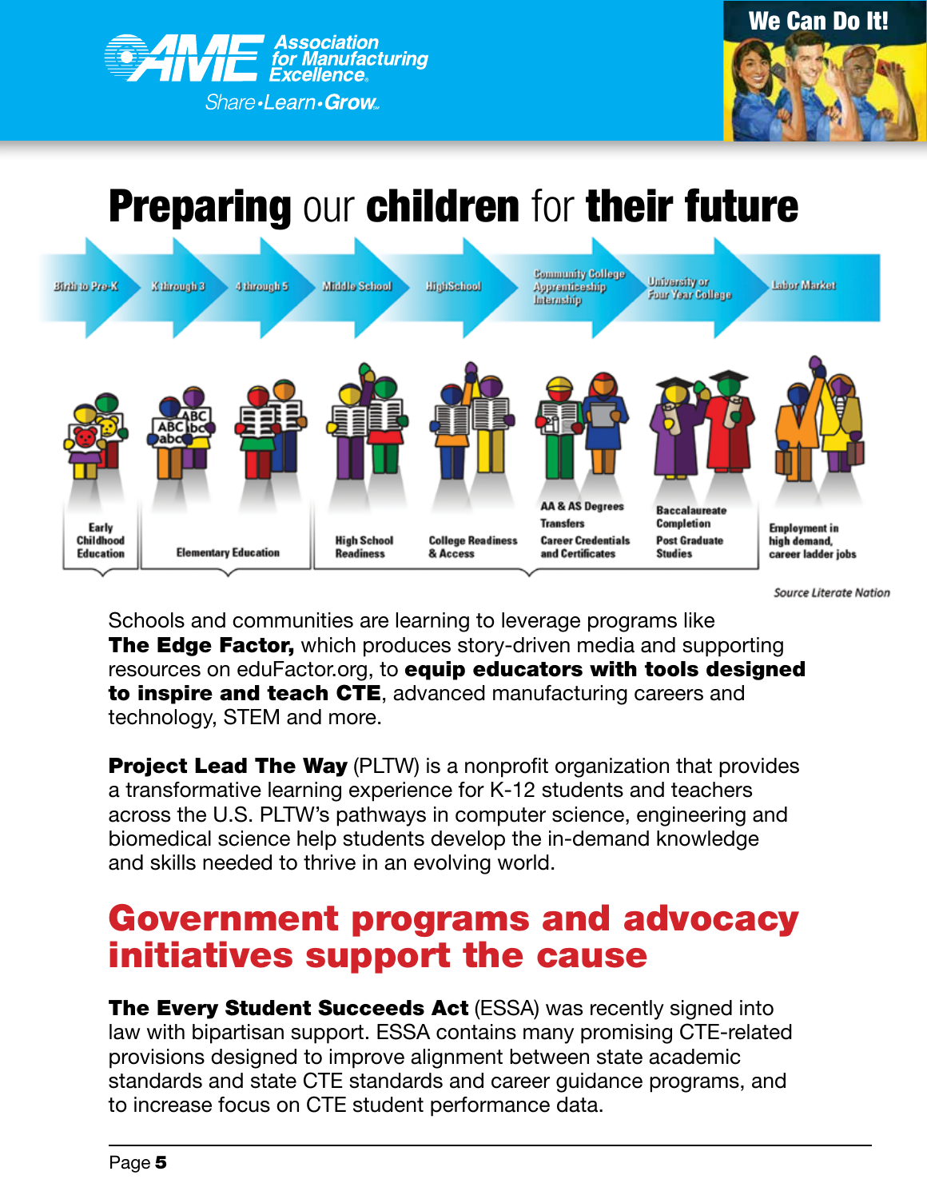# **Preparing** our **children** for **their future**

Birth to Pre-K → K through 3 → 4 through 5 → Middle School → HighSchool → Community College Apprenticeship Internship → University or Four Year College → Labor Market

| Early Childhood Education | Elementary Education | High School Readiness | College Readiness & Access | AA & AS Degrees Transfers Career Credentials and Certificates | Baccalaureate Completion Post Graduate Studies | Employment in high demand, career ladder jobs |
|---|---|---|---|---|---|---|

*Source Literate Nation*

Schools and communities are learning to leverage programs like **The Edge Factor,** which produces story-driven media and supporting resources on eduFactor.org, to **equip educators with tools designed to inspire and teach CTE**, advanced manufacturing careers and technology, STEM and more.

**Project Lead The Way** (PLTW) is a nonprofit organization that provides a transformative learning experience for K-12 students and teachers across the U.S. PLTW's pathways in computer science, engineering and biomedical science help students develop the in-demand knowledge and skills needed to thrive in an evolving world.

## Government programs and advocacy initiatives support the cause

**The Every Student Succeeds Act** (ESSA) was recently signed into law with bipartisan support. ESSA contains many promising CTE-related provisions designed to improve alignment between state academic standards and state CTE standards and career guidance programs, and to increase focus on CTE student performance data.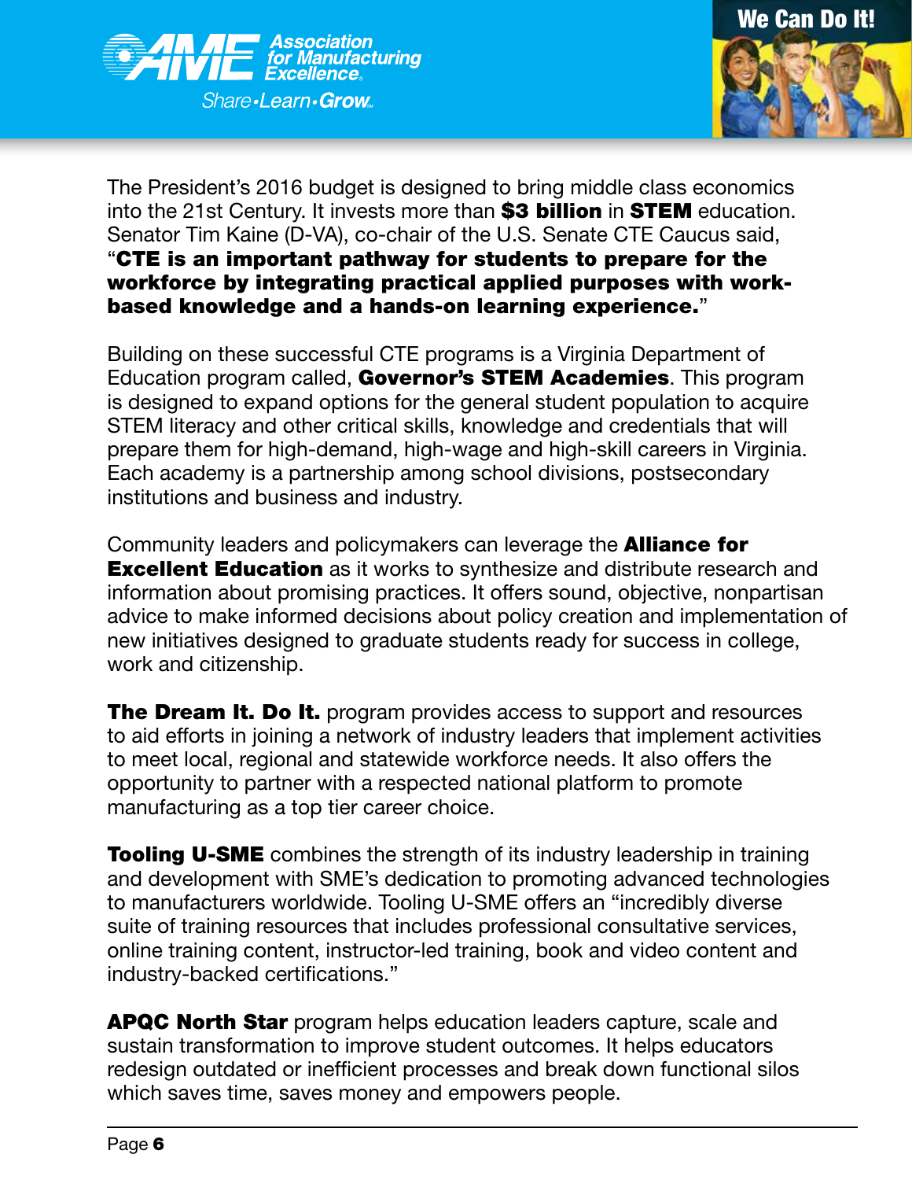The President's 2016 budget is designed to bring middle class economics into the 21st Century. It invests more than **$3 billion** in **STEM** education. Senator Tim Kaine (D-VA), co-chair of the U.S. Senate CTE Caucus said, "**CTE is an important pathway for students to prepare for the workforce by integrating practical applied purposes with work-based knowledge and a hands-on learning experience.**"

Building on these successful CTE programs is a Virginia Department of Education program called, **Governor's STEM Academies**. This program is designed to expand options for the general student population to acquire STEM literacy and other critical skills, knowledge and credentials that will prepare them for high-demand, high-wage and high-skill careers in Virginia. Each academy is a partnership among school divisions, postsecondary institutions and business and industry.

Community leaders and policymakers can leverage the **Alliance for Excellent Education** as it works to synthesize and distribute research and information about promising practices. It offers sound, objective, nonpartisan advice to make informed decisions about policy creation and implementation of new initiatives designed to graduate students ready for success in college, work and citizenship.

**The Dream It. Do It.** program provides access to support and resources to aid efforts in joining a network of industry leaders that implement activities to meet local, regional and statewide workforce needs. It also offers the opportunity to partner with a respected national platform to promote manufacturing as a top tier career choice.

**Tooling U-SME** combines the strength of its industry leadership in training and development with SME's dedication to promoting advanced technologies to manufacturers worldwide. Tooling U-SME offers an "incredibly diverse suite of training resources that includes professional consultative services, online training content, instructor-led training, book and video content and industry-backed certifications."

**APQC North Star** program helps education leaders capture, scale and sustain transformation to improve student outcomes. It helps educators redesign outdated or inefficient processes and break down functional silos which saves time, saves money and empowers people.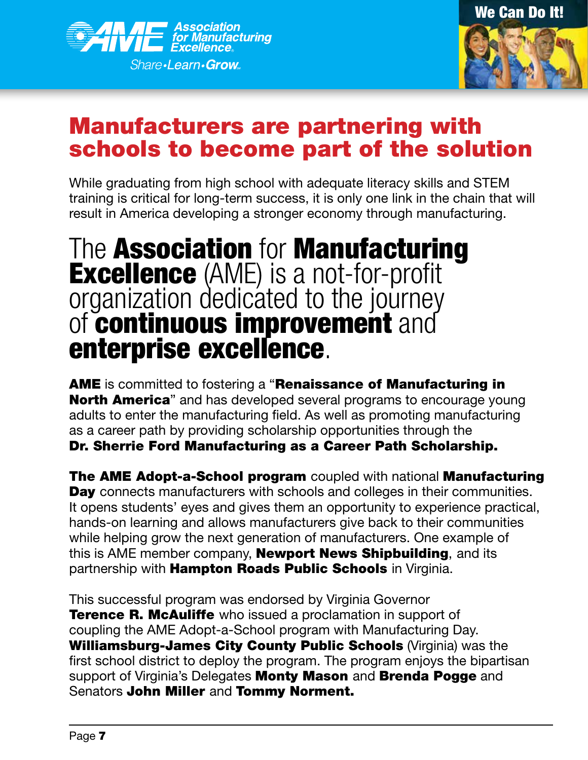# Manufacturers are partnering with schools to become part of the solution

While graduating from high school with adequate literacy skills and STEM training is critical for long-term success, it is only one link in the chain that will result in America developing a stronger economy through manufacturing.

## The **Association** for **Manufacturing Excellence** (AME) is a not-for-profit organization dedicated to the journey of **continuous improvement** and **enterprise excellence**.

**AME** is committed to fostering a "**Renaissance of Manufacturing in North America**" and has developed several programs to encourage young adults to enter the manufacturing field. As well as promoting manufacturing as a career path by providing scholarship opportunities through the **Dr. Sherrie Ford Manufacturing as a Career Path Scholarship.**

**The AME Adopt-a-School program** coupled with national **Manufacturing Day** connects manufacturers with schools and colleges in their communities. It opens students' eyes and gives them an opportunity to experience practical, hands-on learning and allows manufacturers give back to their communities while helping grow the next generation of manufacturers. One example of this is AME member company, **Newport News Shipbuilding**, and its partnership with **Hampton Roads Public Schools** in Virginia.

This successful program was endorsed by Virginia Governor **Terence R. McAuliffe** who issued a proclamation in support of coupling the AME Adopt-a-School program with Manufacturing Day. **Williamsburg-James City County Public Schools** (Virginia) was the first school district to deploy the program. The program enjoys the bipartisan support of Virginia's Delegates **Monty Mason** and **Brenda Pogge** and Senators **John Miller** and **Tommy Norment.**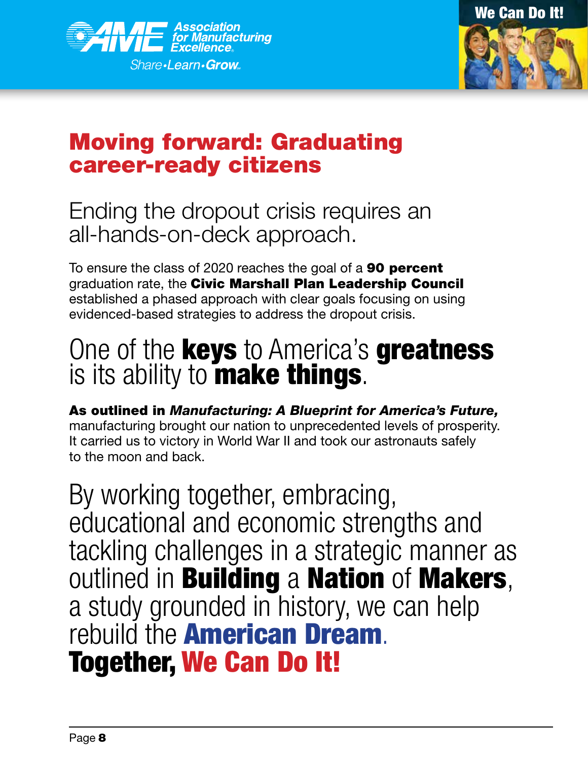# Moving forward: Graduating career-ready citizens

## Ending the dropout crisis requires an all-hands-on-deck approach.

To ensure the class of 2020 reaches the goal of a **90 percent** graduation rate, the **Civic Marshall Plan Leadership Council** established a phased approach with clear goals focusing on using evidenced-based strategies to address the dropout crisis.

## One of the **keys** to America's **greatness** is its ability to **make things**.

**As outlined in *Manufacturing: A Blueprint for America's Future,*** manufacturing brought our nation to unprecedented levels of prosperity. It carried us to victory in World War II and took our astronauts safely to the moon and back.

## By working together, embracing, educational and economic strengths and tackling challenges in a strategic manner as outlined in **Building** a **Nation** of **Makers**, a study grounded in history, we can help rebuild the **American Dream**. **Together, We Can Do It!**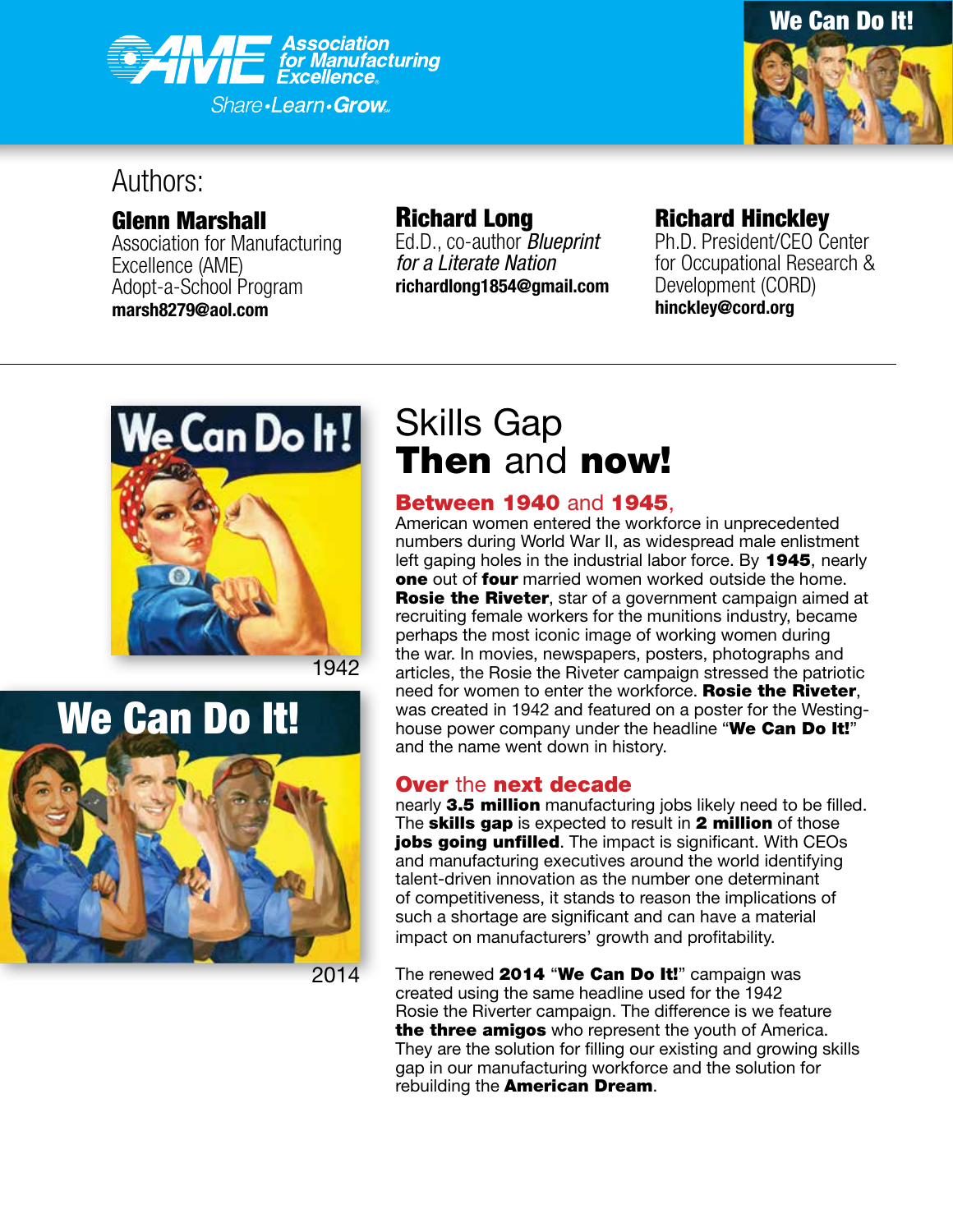Association for Manufacturing Excellence

Share•Learn•Grow

Authors:

**Glenn Marshall**
Association for Manufacturing Excellence (AME)
Adopt-a-School Program
**marsh8279@aol.com**

**Richard Long**
Ed.D., co-author *Blueprint for a Literate Nation*
**richardlong1854@gmail.com**

**Richard Hinckley**
Ph.D. President/CEO Center for Occupational Research & Development (CORD)
**hinckley@cord.org**

1942

2014

# Skills Gap **Then** and **now!**

## **Between 1940** and **1945**,

American women entered the workforce in unprecedented numbers during World War II, as widespread male enlistment left gaping holes in the industrial labor force. By **1945**, nearly **one** out of **four** married women worked outside the home. **Rosie the Riveter**, star of a government campaign aimed at recruiting female workers for the munitions industry, became perhaps the most iconic image of working women during the war. In movies, newspapers, posters, photographs and articles, the Rosie the Riveter campaign stressed the patriotic need for women to enter the workforce. **Rosie the Riveter**, was created in 1942 and featured on a poster for the Westinghouse power company under the headline "**We Can Do It!**" and the name went down in history.

## **Over** the **next decade**

nearly **3.5 million** manufacturing jobs likely need to be filled. The **skills gap** is expected to result in **2 million** of those **jobs going unfilled**. The impact is significant. With CEOs and manufacturing executives around the world identifying talent-driven innovation as the number one determinant of competitiveness, it stands to reason the implications of such a shortage are significant and can have a material impact on manufacturers' growth and profitability.

The renewed **2014** "**We Can Do It!**" campaign was created using the same headline used for the 1942 Rosie the Riverter campaign. The difference is we feature **the three amigos** who represent the youth of America. They are the solution for filling our existing and growing skills gap in our manufacturing workforce and the solution for rebuilding the **American Dream**.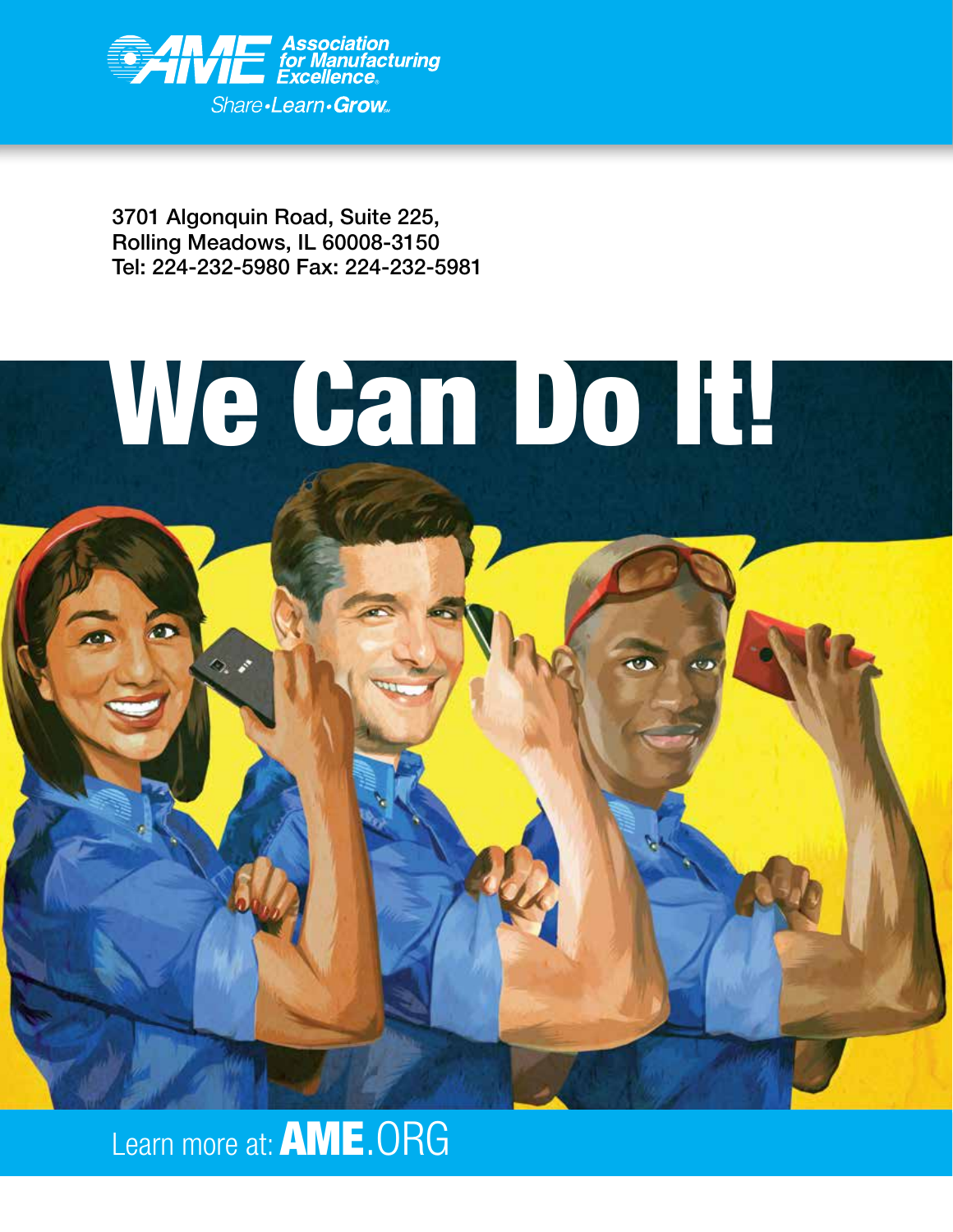Association for Manufacturing Excellence

Share•Learn•Grow

3701 Algonquin Road, Suite 225,
Rolling Meadows, IL 60008-3150
Tel: 224-232-5980 Fax: 224-232-5981

# We Can Do It!

Learn more at: **AME**.ORG